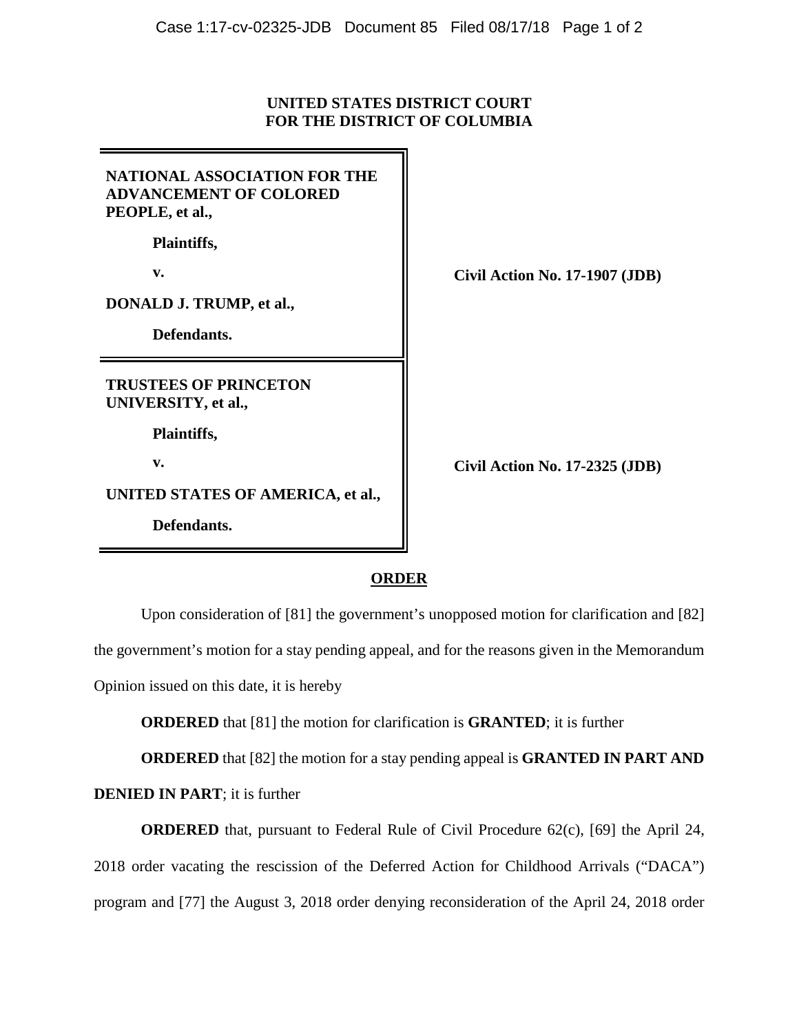**UNITED STATES DISTRICT COURT**
**FOR THE DISTRICT OF COLUMBIA**

| | |
|---|---|
| **NATIONAL ASSOCIATION FOR THE ADVANCEMENT OF COLORED PEOPLE, et al.,**<br><br>**Plaintiffs,**<br><br>**v.**<br><br>**DONALD J. TRUMP, et al.,**<br><br>**Defendants.** | **Civil Action No. 17-1907 (JDB)** |
| **TRUSTEES OF PRINCETON UNIVERSITY, et al.,**<br><br>**Plaintiffs,**<br><br>**v.**<br><br>**UNITED STATES OF AMERICA, et al.,**<br><br>**Defendants.** | **Civil Action No. 17-2325 (JDB)** |

## ORDER

Upon consideration of [81] the government's unopposed motion for clarification and [82] the government's motion for a stay pending appeal, and for the reasons given in the Memorandum Opinion issued on this date, it is hereby

**ORDERED** that [81] the motion for clarification is **GRANTED**; it is further

**ORDERED** that [82] the motion for a stay pending appeal is **GRANTED IN PART AND DENIED IN PART**; it is further

**ORDERED** that, pursuant to Federal Rule of Civil Procedure 62(c), [69] the April 24, 2018 order vacating the rescission of the Deferred Action for Childhood Arrivals ("DACA") program and [77] the August 3, 2018 order denying reconsideration of the April 24, 2018 order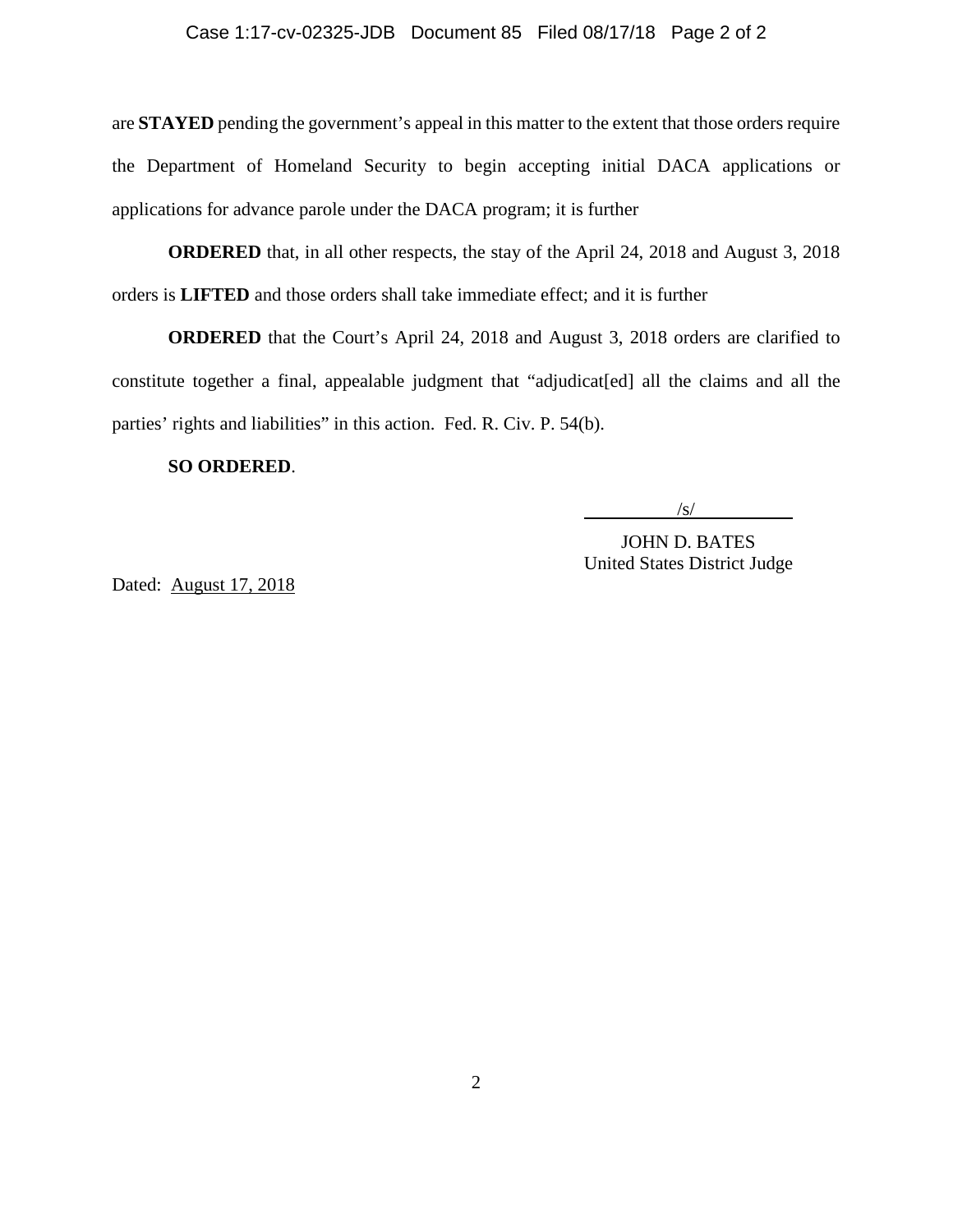are **STAYED** pending the government's appeal in this matter to the extent that those orders require the Department of Homeland Security to begin accepting initial DACA applications or applications for advance parole under the DACA program; it is further

**ORDERED** that, in all other respects, the stay of the April 24, 2018 and August 3, 2018 orders is **LIFTED** and those orders shall take immediate effect; and it is further

**ORDERED** that the Court's April 24, 2018 and August 3, 2018 orders are clarified to constitute together a final, appealable judgment that "adjudicat[ed] all the claims and all the parties' rights and liabilities" in this action. Fed. R. Civ. P. 54(b).

**SO ORDERED**.

/s/

JOHN D. BATES
United States District Judge

Dated: August 17, 2018